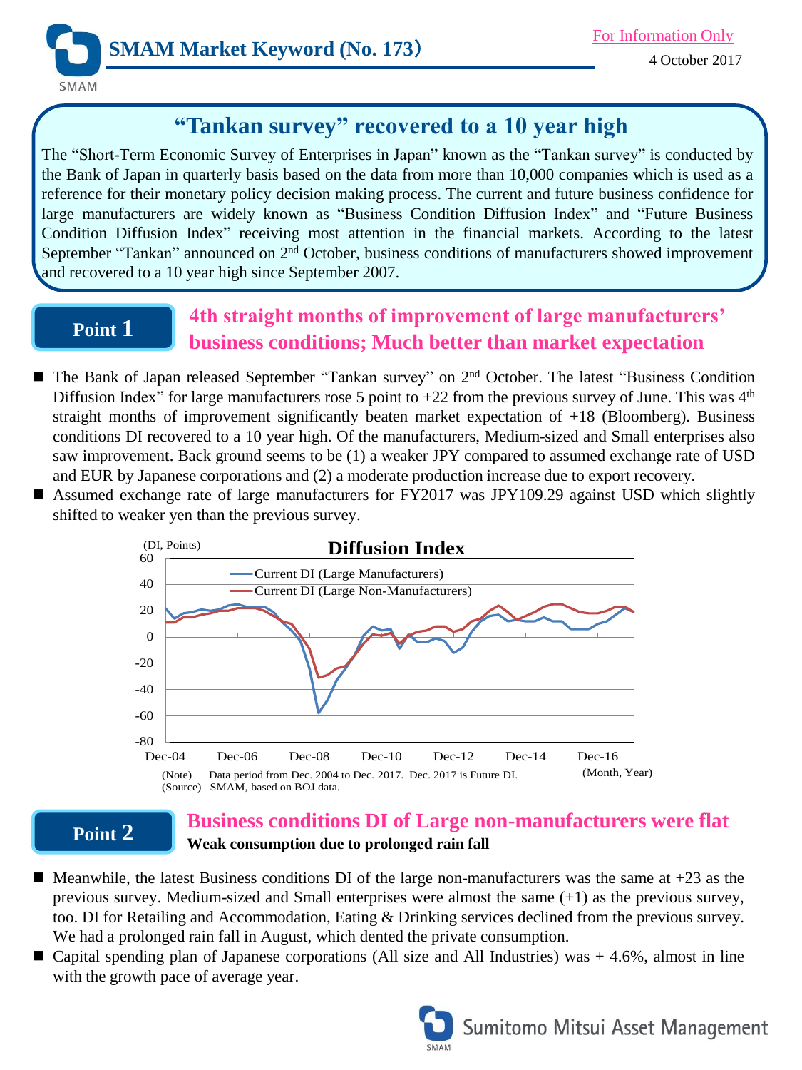# SMAM Market Keyword (No. 173)

For Information Only

4 October 2017

## "Tankan survey" recovered to a 10 year high

The "Short-Term Economic Survey of Enterprises in Japan" known as the "Tankan survey" is conducted by the Bank of Japan in quarterly basis based on the data from more than 10,000 companies which is used as a reference for their monetary policy decision making process. The current and future business confidence for large manufacturers are widely known as "Business Condition Diffusion Index" and "Future Business Condition Diffusion Index" receiving most attention in the financial markets. According to the latest September "Tankan" announced on 2nd October, business conditions of manufacturers showed improvement and recovered to a 10 year high since September 2007.

## Point 1 — 4th straight months of improvement of large manufacturers' business conditions; Much better than market expectation

- The Bank of Japan released September "Tankan survey" on 2nd October. The latest "Business Condition Diffusion Index" for large manufacturers rose 5 point to +22 from the previous survey of June. This was 4th straight months of improvement significantly beaten market expectation of +18 (Bloomberg). Business conditions DI recovered to a 10 year high. Of the manufacturers, Medium-sized and Small enterprises also saw improvement. Back ground seems to be (1) a weaker JPY compared to assumed exchange rate of USD and EUR by Japanese corporations and (2) a moderate production increase due to export recovery.
- Assumed exchange rate of large manufacturers for FY2017 was JPY109.29 against USD which slightly shifted to weaker yen than the previous survey.

**Diffusion Index**

(DI, Points)

60
40
20
0
-20
-40
-60
-80

Current DI (Large Manufacturers)
Current DI (Large Non-Manufacturers)

Dec-04 Dec-06 Dec-08 Dec-10 Dec-12 Dec-14 Dec-16

(Month, Year)

(Note) Data period from Dec. 2004 to Dec. 2017. Dec. 2017 is Future DI.
(Source) SMAM, based on BOJ data.

## Point 2 — Business conditions DI of Large non-manufacturers were flat

**Weak consumption due to prolonged rain fall**

- Meanwhile, the latest Business conditions DI of the large non-manufacturers was the same at +23 as the previous survey. Medium-sized and Small enterprises were almost the same (+1) as the previous survey, too. DI for Retailing and Accommodation, Eating & Drinking services declined from the previous survey. We had a prolonged rain fall in August, which dented the private consumption.
- Capital spending plan of Japanese corporations (All size and All Industries) was + 4.6%, almost in line with the growth pace of average year.

Sumitomo Mitsui Asset Management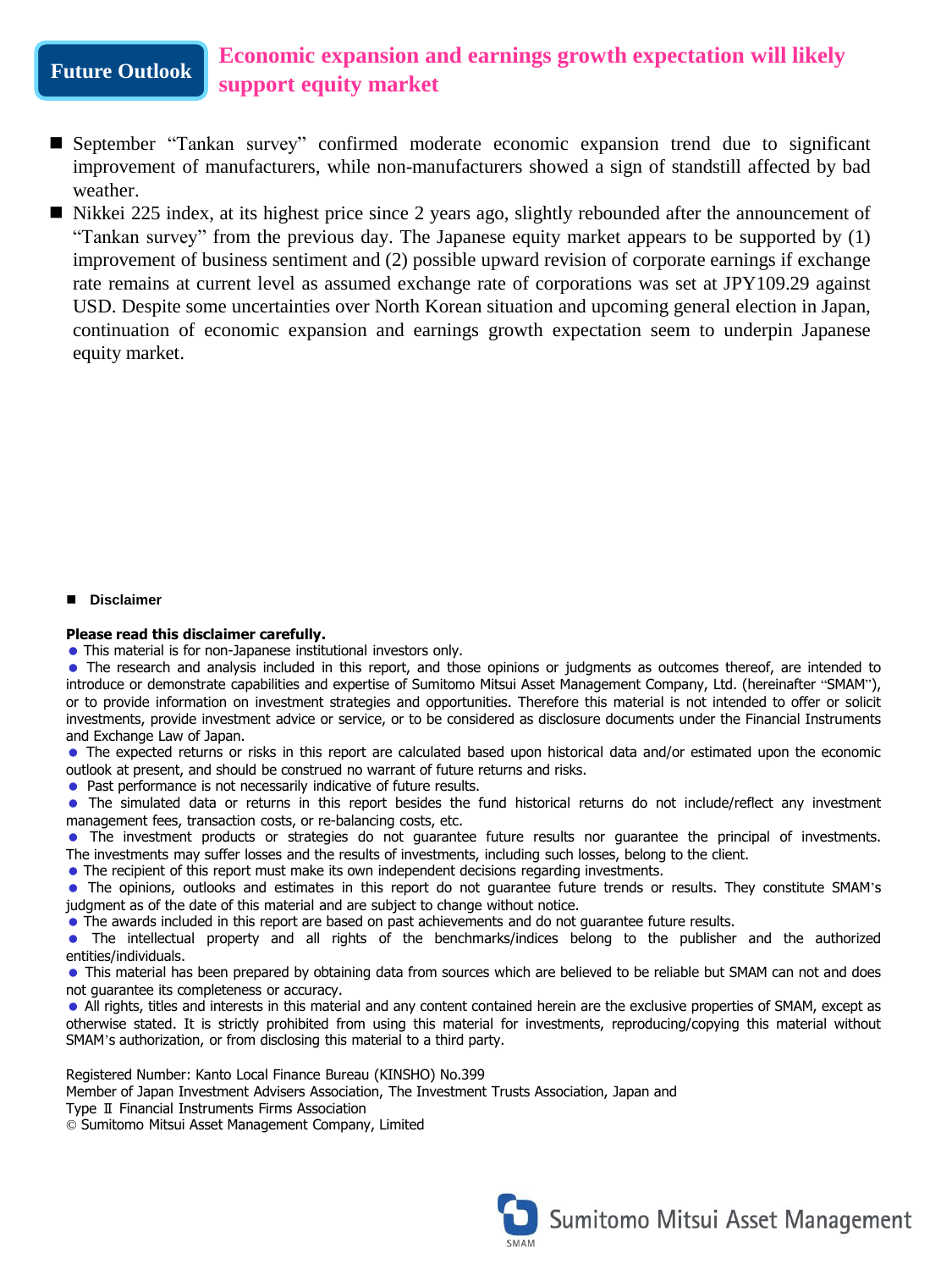**Future Outlook**

## Economic expansion and earnings growth expectation will likely support equity market

- September "Tankan survey" confirmed moderate economic expansion trend due to significant improvement of manufacturers, while non-manufacturers showed a sign of standstill affected by bad weather.
- Nikkei 225 index, at its highest price since 2 years ago, slightly rebounded after the announcement of "Tankan survey" from the previous day. The Japanese equity market appears to be supported by (1) improvement of business sentiment and (2) possible upward revision of corporate earnings if exchange rate remains at current level as assumed exchange rate of corporations was set at JPY109.29 against USD. Despite some uncertainties over North Korean situation and upcoming general election in Japan, continuation of economic expansion and earnings growth expectation seem to underpin Japanese equity market.

**Disclaimer**

**Please read this disclaimer carefully.**

- This material is for non-Japanese institutional investors only.
- The research and analysis included in this report, and those opinions or judgments as outcomes thereof, are intended to introduce or demonstrate capabilities and expertise of Sumitomo Mitsui Asset Management Company, Ltd. (hereinafter "SMAM"), or to provide information on investment strategies and opportunities. Therefore this material is not intended to offer or solicit investments, provide investment advice or service, or to be considered as disclosure documents under the Financial Instruments and Exchange Law of Japan.
- The expected returns or risks in this report are calculated based upon historical data and/or estimated upon the economic outlook at present, and should be construed no warrant of future returns and risks.
- Past performance is not necessarily indicative of future results.
- The simulated data or returns in this report besides the fund historical returns do not include/reflect any investment management fees, transaction costs, or re-balancing costs, etc.
- The investment products or strategies do not guarantee future results nor guarantee the principal of investments. The investments may suffer losses and the results of investments, including such losses, belong to the client.
- The recipient of this report must make its own independent decisions regarding investments.
- The opinions, outlooks and estimates in this report do not guarantee future trends or results. They constitute SMAM's judgment as of the date of this material and are subject to change without notice.
- The awards included in this report are based on past achievements and do not guarantee future results.
- The intellectual property and all rights of the benchmarks/indices belong to the publisher and the authorized entities/individuals.
- This material has been prepared by obtaining data from sources which are believed to be reliable but SMAM can not and does not guarantee its completeness or accuracy.
- All rights, titles and interests in this material and any content contained herein are the exclusive properties of SMAM, except as otherwise stated. It is strictly prohibited from using this material for investments, reproducing/copying this material without SMAM's authorization, or from disclosing this material to a third party.

Registered Number: Kanto Local Finance Bureau (KINSHO) No.399
Member of Japan Investment Advisers Association, The Investment Trusts Association, Japan and
Type Ⅱ Financial Instruments Firms Association
© Sumitomo Mitsui Asset Management Company, Limited

Sumitomo Mitsui Asset Management